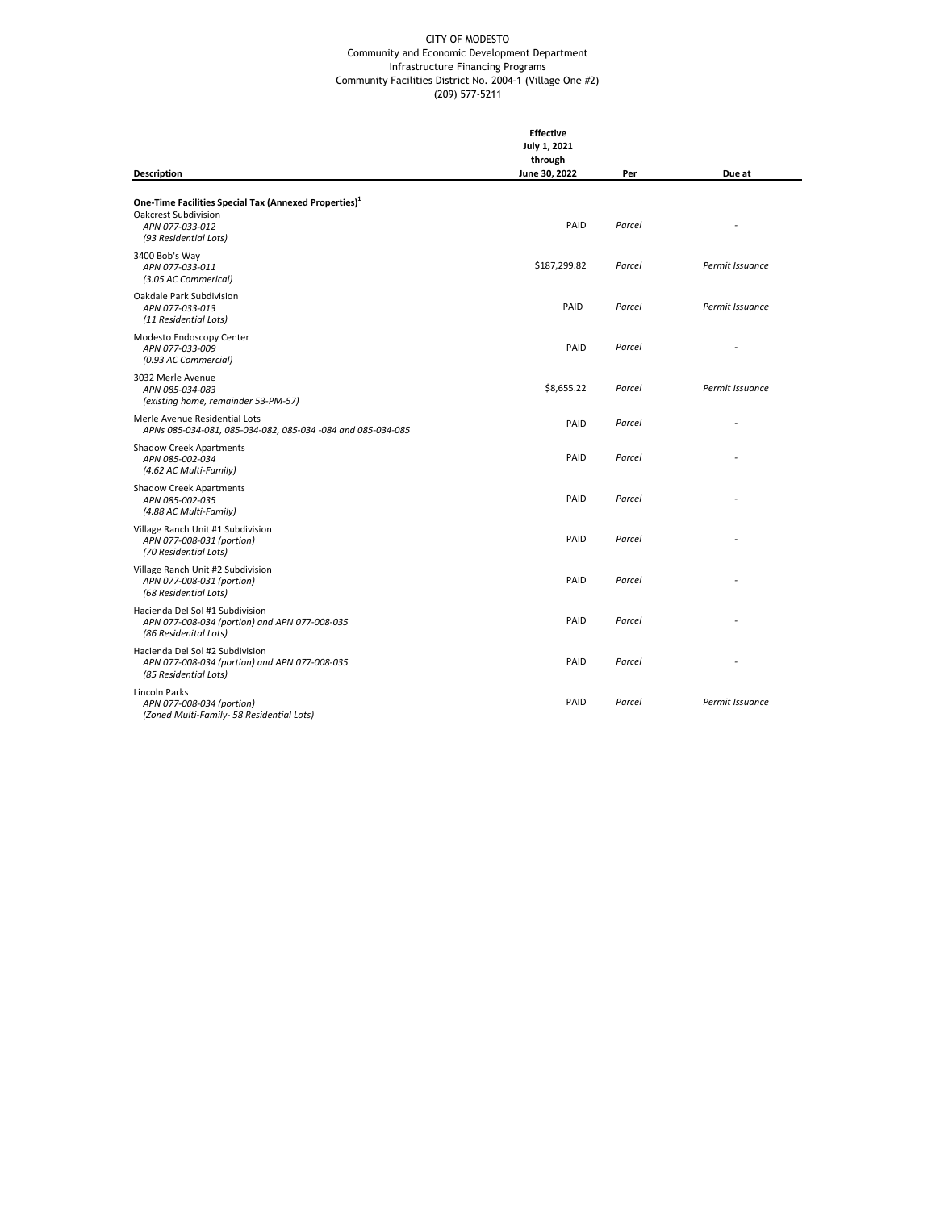CITY OF MODESTO
Community and Economic Development Department
Infrastructure Financing Programs
Community Facilities District No. 2004-1 (Village One #2)
(209) 577-5211

| Description | Effective July 1, 2021 through June 30, 2022 | Per | Due at |
|---|---|---|---|
| **One-Time Facilities Special Tax (Annexed Properties)**[1] | | | |
| Oakcrest Subdivision<br>*APN 077-033-012*<br>*(93 Residential Lots)* | PAID | *Parcel* | - |
| 3400 Bob's Way<br>*APN 077-033-011*<br>*(3.05 AC Commerical)* | $187,299.82 | *Parcel* | *Permit Issuance* |
| Oakdale Park Subdivision<br>*APN 077-033-013*<br>*(11 Residential Lots)* | PAID | *Parcel* | *Permit Issuance* |
| Modesto Endoscopy Center<br>*APN 077-033-009*<br>*(0.93 AC Commercial)* | PAID | *Parcel* | - |
| 3032 Merle Avenue<br>*APN 085-034-083*<br>*(existing home, remainder 53-PM-57)* | $8,655.22 | *Parcel* | *Permit Issuance* |
| Merle Avenue Residential Lots<br>*APNs 085-034-081, 085-034-082, 085-034 -084 and 085-034-085* | PAID | *Parcel* | - |
| Shadow Creek Apartments<br>*APN 085-002-034*<br>*(4.62 AC Multi-Family)* | PAID | *Parcel* | - |
| Shadow Creek Apartments<br>*APN 085-002-035*<br>*(4.88 AC Multi-Family)* | PAID | *Parcel* | - |
| Village Ranch Unit #1 Subdivision<br>*APN 077-008-031 (portion)*<br>*(70 Residential Lots)* | PAID | *Parcel* | - |
| Village Ranch Unit #2 Subdivision<br>*APN 077-008-031 (portion)*<br>*(68 Residential Lots)* | PAID | *Parcel* | - |
| Hacienda Del Sol #1 Subdivision<br>*APN 077-008-034 (portion) and APN 077-008-035*<br>*(86 Residenital Lots)* | PAID | *Parcel* | - |
| Hacienda Del Sol #2 Subdivision<br>*APN 077-008-034 (portion) and APN 077-008-035*<br>*(85 Residential Lots)* | PAID | *Parcel* | - |
| Lincoln Parks<br>*APN 077-008-034 (portion)*<br>*(Zoned Multi-Family- 58 Residential Lots)* | PAID | *Parcel* | *Permit Issuance* |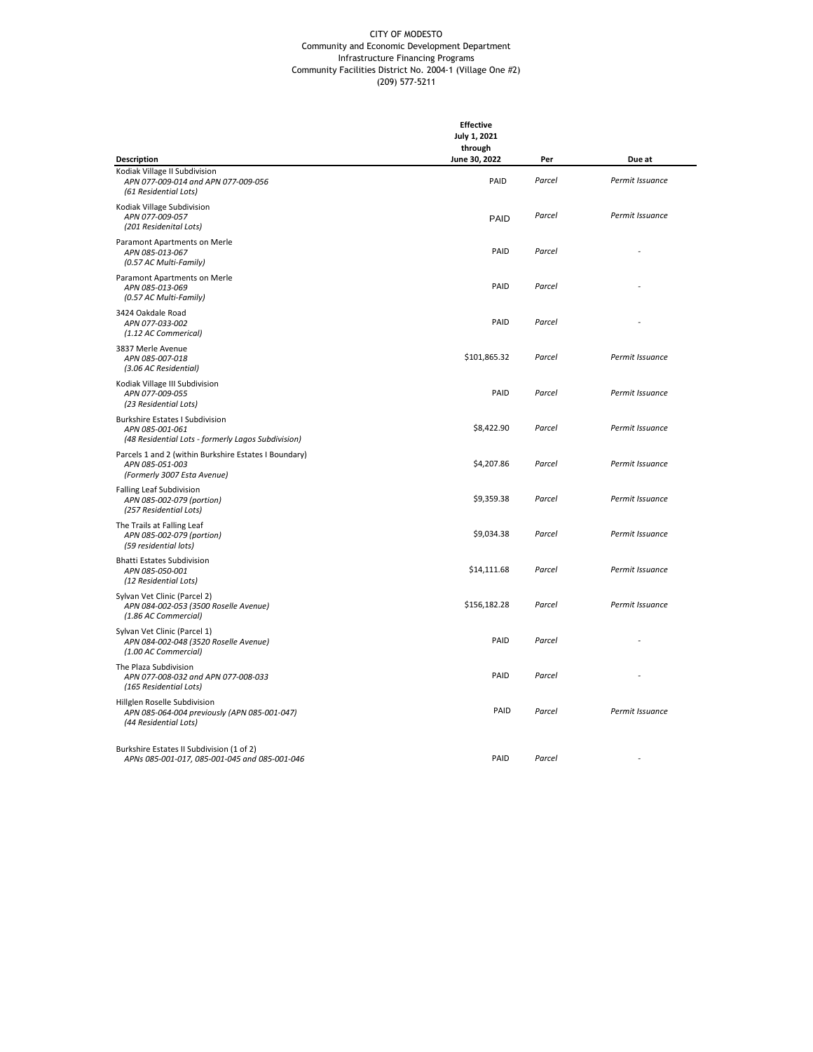CITY OF MODESTO
Community and Economic Development Department
Infrastructure Financing Programs
Community Facilities District No. 2004-1 (Village One #2)
(209) 577-5211

| Description | Effective July 1, 2021 through June 30, 2022 | Per | Due at |
|---|---|---|---|
| Kodiak Village II Subdivision<br>*APN 077-009-014 and APN 077-009-056*<br>*(61 Residential Lots)* | PAID | *Parcel* | *Permit Issuance* |
| Kodiak Village Subdivision<br>*APN 077-009-057*<br>*(201 Residenital Lots)* | PAID | *Parcel* | *Permit Issuance* |
| Paramont Apartments on Merle<br>*APN 085-013-067*<br>*(0.57 AC Multi-Family)* | PAID | *Parcel* | - |
| Paramont Apartments on Merle<br>*APN 085-013-069*<br>*(0.57 AC Multi-Family)* | PAID | *Parcel* | - |
| 3424 Oakdale Road<br>*APN 077-033-002*<br>*(1.12 AC Commerical)* | PAID | *Parcel* | - |
| 3837 Merle Avenue<br>*APN 085-007-018*<br>*(3.06 AC Residential)* | $101,865.32 | *Parcel* | *Permit Issuance* |
| Kodiak Village III Subdivision<br>*APN 077-009-055*<br>*(23 Residential Lots)* | PAID | *Parcel* | *Permit Issuance* |
| Burkshire Estates I Subdivision<br>*APN 085-001-061*<br>*(48 Residential Lots - formerly Lagos Subdivision)* | $8,422.90 | *Parcel* | *Permit Issuance* |
| Parcels 1 and 2 (within Burkshire Estates I Boundary)<br>*APN 085-051-003*<br>*(Formerly 3007 Esta Avenue)* | $4,207.86 | *Parcel* | *Permit Issuance* |
| Falling Leaf Subdivision<br>*APN 085-002-079 (portion)*<br>*(257 Residential Lots)* | $9,359.38 | *Parcel* | *Permit Issuance* |
| The Trails at Falling Leaf<br>*APN 085-002-079 (portion)*<br>*(59 residential lots)* | $9,034.38 | *Parcel* | *Permit Issuance* |
| Bhatti Estates Subdivision<br>*APN 085-050-001*<br>*(12 Residential Lots)* | $14,111.68 | *Parcel* | *Permit Issuance* |
| Sylvan Vet Clinic (Parcel 2)<br>*APN 084-002-053 (3500 Roselle Avenue)*<br>*(1.86 AC Commercial)* | $156,182.28 | *Parcel* | *Permit Issuance* |
| Sylvan Vet Clinic (Parcel 1)<br>*APN 084-002-048 (3520 Roselle Avenue)*<br>*(1.00 AC Commercial)* | PAID | *Parcel* | - |
| The Plaza Subdivision<br>*APN 077-008-032 and APN 077-008-033*<br>*(165 Residential Lots)* | PAID | *Parcel* | - |
| Hillglen Roselle Subdivision<br>*APN 085-064-004 previously (APN 085-001-047)*<br>*(44 Residential Lots)* | PAID | *Parcel* | *Permit Issuance* |
| Burkshire Estates II Subdivision (1 of 2)<br>*APNs 085-001-017, 085-001-045 and 085-001-046* | PAID | *Parcel* | - |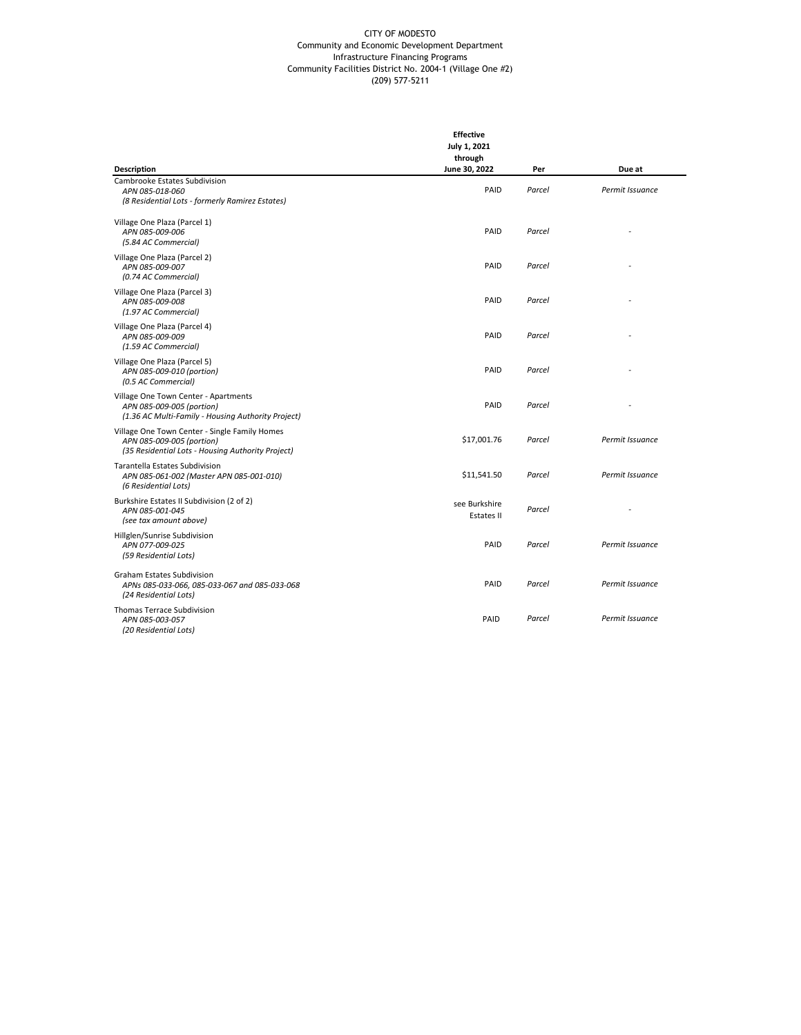CITY OF MODESTO
Community and Economic Development Department
Infrastructure Financing Programs
Community Facilities District No. 2004-1 (Village One #2)
(209) 577-5211

| Description | Effective July 1, 2021 through June 30, 2022 | Per | Due at |
|---|---|---|---|
| Cambrooke Estates Subdivision<br>*APN 085-018-060*<br>*(8 Residential Lots - formerly Ramirez Estates)* | PAID | *Parcel* | *Permit Issuance* |
| Village One Plaza (Parcel 1)<br>*APN 085-009-006*<br>*(5.84 AC Commercial)* | PAID | *Parcel* | - |
| Village One Plaza (Parcel 2)<br>*APN 085-009-007*<br>*(0.74 AC Commercial)* | PAID | *Parcel* | - |
| Village One Plaza (Parcel 3)<br>*APN 085-009-008*<br>*(1.97 AC Commercial)* | PAID | *Parcel* | - |
| Village One Plaza (Parcel 4)<br>*APN 085-009-009*<br>*(1.59 AC Commercial)* | PAID | *Parcel* | - |
| Village One Plaza (Parcel 5)<br>*APN 085-009-010 (portion)*<br>*(0.5 AC Commercial)* | PAID | *Parcel* | - |
| Village One Town Center - Apartments<br>*APN 085-009-005 (portion)*<br>*(1.36 AC Multi-Family - Housing Authority Project)* | PAID | *Parcel* | - |
| Village One Town Center - Single Family Homes<br>*APN 085-009-005 (portion)*<br>*(35 Residential Lots - Housing Authority Project)* | $17,001.76 | *Parcel* | *Permit Issuance* |
| Tarantella Estates Subdivision<br>*APN 085-061-002 (Master APN 085-001-010)*<br>*(6 Residential Lots)* | $11,541.50 | *Parcel* | *Permit Issuance* |
| Burkshire Estates II Subdivision (2 of 2)<br>*APN 085-001-045*<br>*(see tax amount above)* | see Burkshire Estates II | *Parcel* | - |
| Hillglen/Sunrise Subdivision<br>*APN 077-009-025*<br>*(59 Residential Lots)* | PAID | *Parcel* | *Permit Issuance* |
| Graham Estates Subdivision<br>*APNs 085-033-066, 085-033-067 and 085-033-068*<br>*(24 Residential Lots)* | PAID | *Parcel* | *Permit Issuance* |
| Thomas Terrace Subdivision<br>*APN 085-003-057*<br>*(20 Residential Lots)* | PAID | *Parcel* | *Permit Issuance* |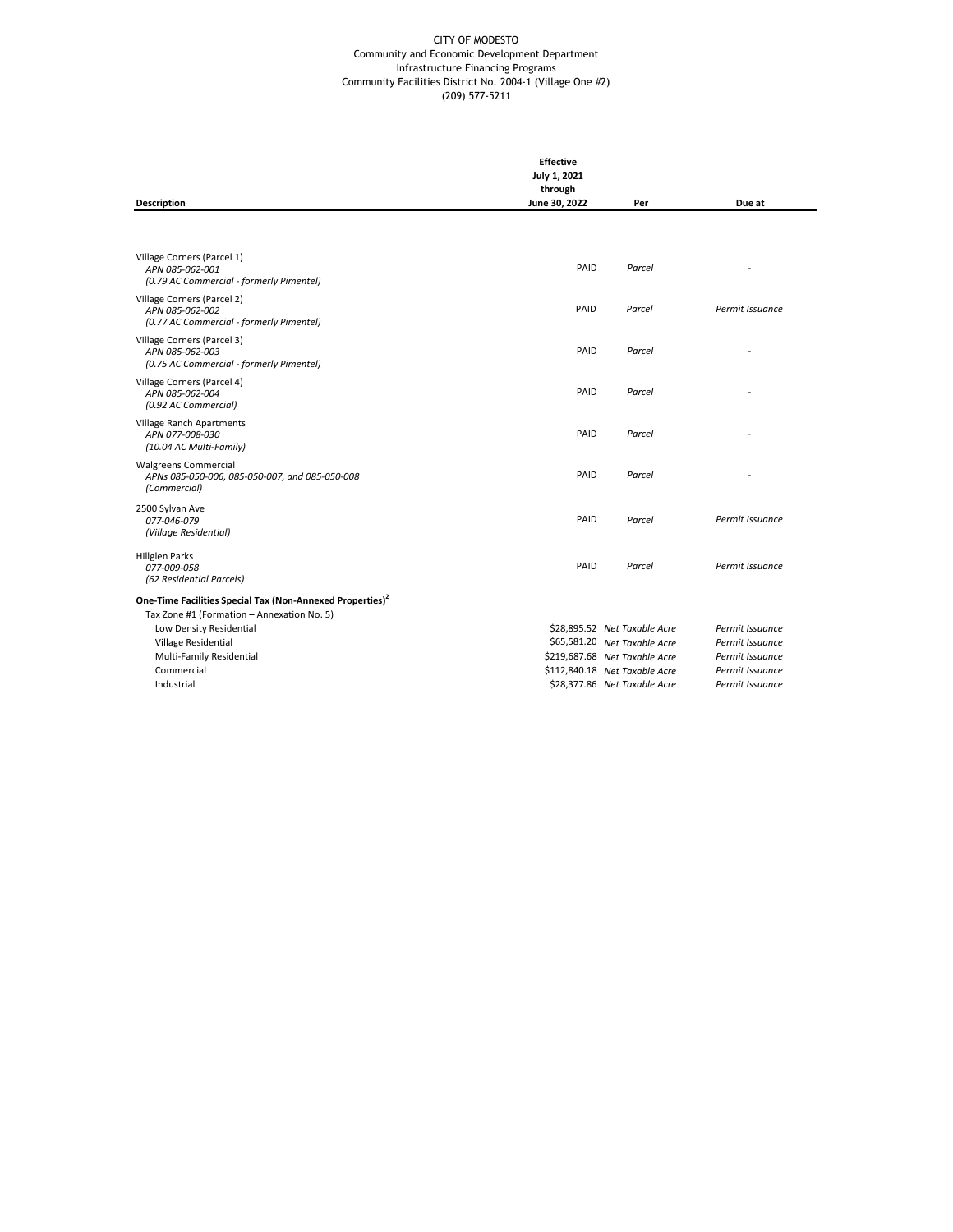CITY OF MODESTO
Community and Economic Development Department
Infrastructure Financing Programs
Community Facilities District No. 2004-1 (Village One #2)
(209) 577-5211

| Description | Effective July 1, 2021 through June 30, 2022 | Per | Due at |
|---|---|---|---|
| Village Corners (Parcel 1)<br>*APN 085-062-001*<br>*(0.79 AC Commercial - formerly Pimentel)* | PAID | *Parcel* | - |
| Village Corners (Parcel 2)<br>*APN 085-062-002*<br>*(0.77 AC Commercial - formerly Pimentel)* | PAID | *Parcel* | *Permit Issuance* |
| Village Corners (Parcel 3)<br>*APN 085-062-003*<br>*(0.75 AC Commercial - formerly Pimentel)* | PAID | *Parcel* | - |
| Village Corners (Parcel 4)<br>*APN 085-062-004*<br>*(0.92 AC Commercial)* | PAID | *Parcel* | - |
| Village Ranch Apartments<br>*APN 077-008-030*<br>*(10.04 AC Multi-Family)* | PAID | *Parcel* | - |
| Walgreens Commercial<br>*APNs 085-050-006, 085-050-007, and 085-050-008*<br>*(Commercial)* | PAID | *Parcel* | - |
| 2500 Sylvan Ave<br>*077-046-079*<br>*(Village Residential)* | PAID | *Parcel* | *Permit Issuance* |
| Hillglen Parks<br>*077-009-058*<br>*(62 Residential Parcels)* | PAID | *Parcel* | *Permit Issuance* |
| **One-Time Facilities Special Tax (Non-Annexed Properties)[2]** | | | |
| Tax Zone #1 (Formation – Annexation No. 5) | | | |
| Low Density Residential | $28,895.52 | *Net Taxable Acre* | *Permit Issuance* |
| Village Residential | $65,581.20 | *Net Taxable Acre* | *Permit Issuance* |
| Multi-Family Residential | $219,687.68 | *Net Taxable Acre* | *Permit Issuance* |
| Commercial | $112,840.18 | *Net Taxable Acre* | *Permit Issuance* |
| Industrial | $28,377.86 | *Net Taxable Acre* | *Permit Issuance* |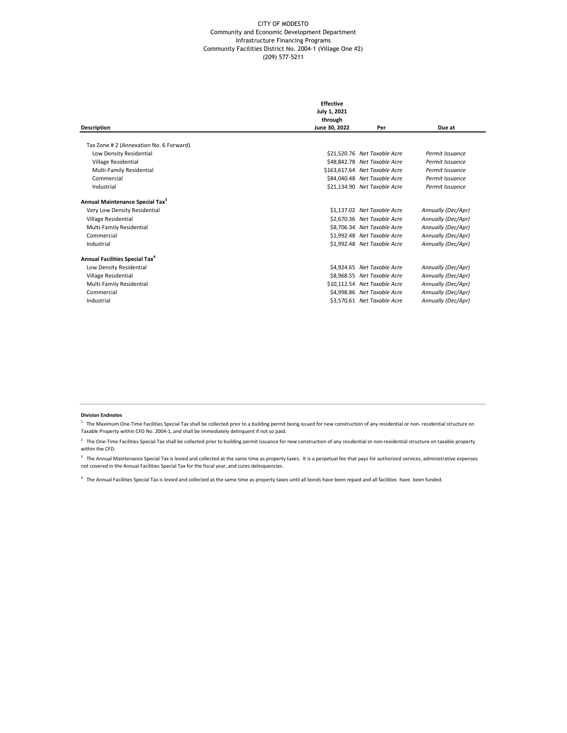CITY OF MODESTO
Community and Economic Development Department
Infrastructure Financing Programs
Community Facilities District No. 2004-1 (Village One #2)
(209) 577-5211

| Description | Effective July 1, 2021 through June 30, 2022 | Per | Due at |
|---|---|---|---|
| Tax Zone # 2 (Annexation No. 6 Forward) | | | |
| Low Density Residential | $21,520.76 | *Net Taxable Acre* | *Permit Issuance* |
| Village Residential | $48,842.78 | *Net Taxable Acre* | *Permit Issuance* |
| Multi-Family Residential | $163,617.64 | *Net Taxable Acre* | *Permit Issuance* |
| Commercial | $84,040.48 | *Net Taxable Acre* | *Permit Issuance* |
| Industrial | $21,134.90 | *Net Taxable Acre* | *Permit Issuance* |
| **Annual Maintenance Special Tax[3]** | | | |
| Very Low Density Residential | $1,137.02 | *Net Taxable Acre* | *Annually (Dec/Apr)* |
| Village Residential | $2,670.36 | *Net Taxable Acre* | *Annually (Dec/Apr)* |
| Multi-Family Residential | $8,706.34 | *Net Taxable Acre* | *Annually (Dec/Apr)* |
| Commercial | $1,992.48 | *Net Taxable Acre* | *Annually (Dec/Apr)* |
| Industrial | $1,992.48 | *Net Taxable Acre* | *Annually (Dec/Apr)* |
| **Annual Facilities Special Tax[4]** | | | |
| Low Density Residential | $4,924.65 | *Net Taxable Acre* | *Annually (Dec/Apr)* |
| Village Residential | $8,968.55 | *Net Taxable Acre* | *Annually (Dec/Apr)* |
| Multi-Family Residential | $10,112.54 | *Net Taxable Acre* | *Annually (Dec/Apr)* |
| Commercial | $4,998.86 | *Net Taxable Acre* | *Annually (Dec/Apr)* |
| Industrial | $3,570.61 | *Net Taxable Acre* | *Annually (Dec/Apr)* |

**Division Endnotes**

[1] The Maximum One-Time Facilities Special Tax shall be collected prior to a building permit being issued for new construction of any residential or non- residential structure on Taxable Property within CFD No. 2004-1, and shall be immediately delinquent if not so paid.

[2] The One-Time Facilities Special Tax shall be collected prior to building permit issuance for new construction of any residential or non-residential structure on taxable property within the CFD.

[3] The Annual Maintenance Special Tax is levied and collected at the same time as property taxes. It is a perpetual fee that pays for authorized services, administrative expenses not covered in the Annual Facilities Special Tax for the fiscal year, and cures delinquencies.

[4] The Annual Facilities Special Tax is levied and collected at the same time as property taxes until all bonds have been repaid and all facilities have been funded.